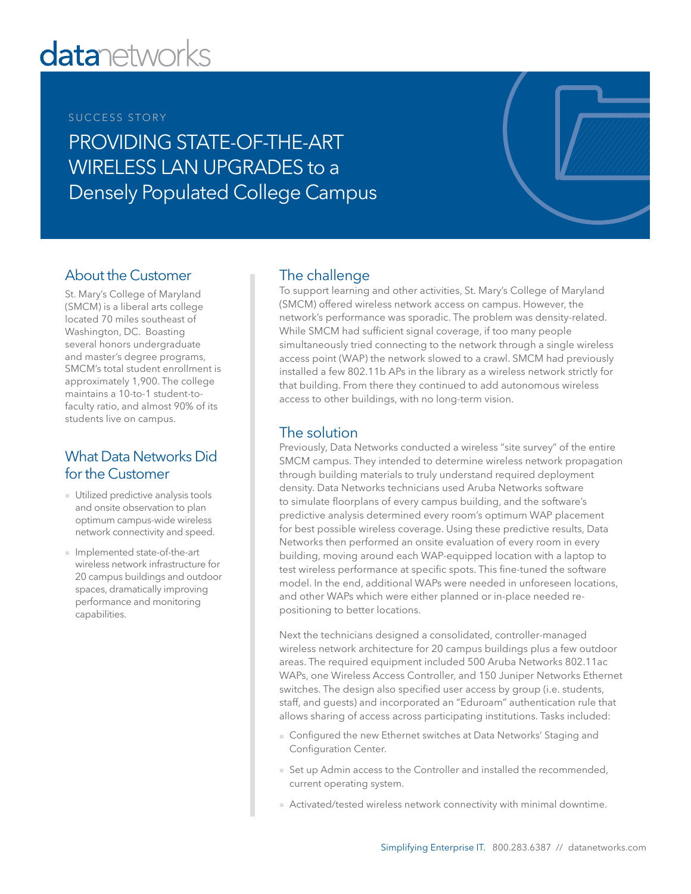datanetworks

SUCCESS STORY

# PROVIDING STATE-OF-THE-ART WIRELESS LAN UPGRADES to a Densely Populated College Campus

## About the Customer

St. Mary's College of Maryland (SMCM) is a liberal arts college located 70 miles southeast of Washington, DC. Boasting several honors undergraduate and master's degree programs, SMCM's total student enrollment is approximately 1,900. The college maintains a 10-to-1 student-to-faculty ratio, and almost 90% of its students live on campus.

## What Data Networks Did for the Customer

- Utilized predictive analysis tools and onsite observation to plan optimum campus-wide wireless network connectivity and speed.
- Implemented state-of-the-art wireless network infrastructure for 20 campus buildings and outdoor spaces, dramatically improving performance and monitoring capabilities.

## The challenge

To support learning and other activities, St. Mary's College of Maryland (SMCM) offered wireless network access on campus. However, the network's performance was sporadic. The problem was density-related. While SMCM had sufficient signal coverage, if too many people simultaneously tried connecting to the network through a single wireless access point (WAP) the network slowed to a crawl. SMCM had previously installed a few 802.11b APs in the library as a wireless network strictly for that building. From there they continued to add autonomous wireless access to other buildings, with no long-term vision.

## The solution

Previously, Data Networks conducted a wireless "site survey" of the entire SMCM campus. They intended to determine wireless network propagation through building materials to truly understand required deployment density. Data Networks technicians used Aruba Networks software to simulate floorplans of every campus building, and the software's predictive analysis determined every room's optimum WAP placement for best possible wireless coverage. Using these predictive results, Data Networks then performed an onsite evaluation of every room in every building, moving around each WAP-equipped location with a laptop to test wireless performance at specific spots. This fine-tuned the software model. In the end, additional WAPs were needed in unforeseen locations, and other WAPs which were either planned or in-place needed re-positioning to better locations.

Next the technicians designed a consolidated, controller-managed wireless network architecture for 20 campus buildings plus a few outdoor areas. The required equipment included 500 Aruba Networks 802.11ac WAPs, one Wireless Access Controller, and 150 Juniper Networks Ethernet switches. The design also specified user access by group (i.e. students, staff, and guests) and incorporated an "Eduroam" authentication rule that allows sharing of access across participating institutions. Tasks included:

- Configured the new Ethernet switches at Data Networks' Staging and Configuration Center.
- Set up Admin access to the Controller and installed the recommended, current operating system.
- Activated/tested wireless network connectivity with minimal downtime.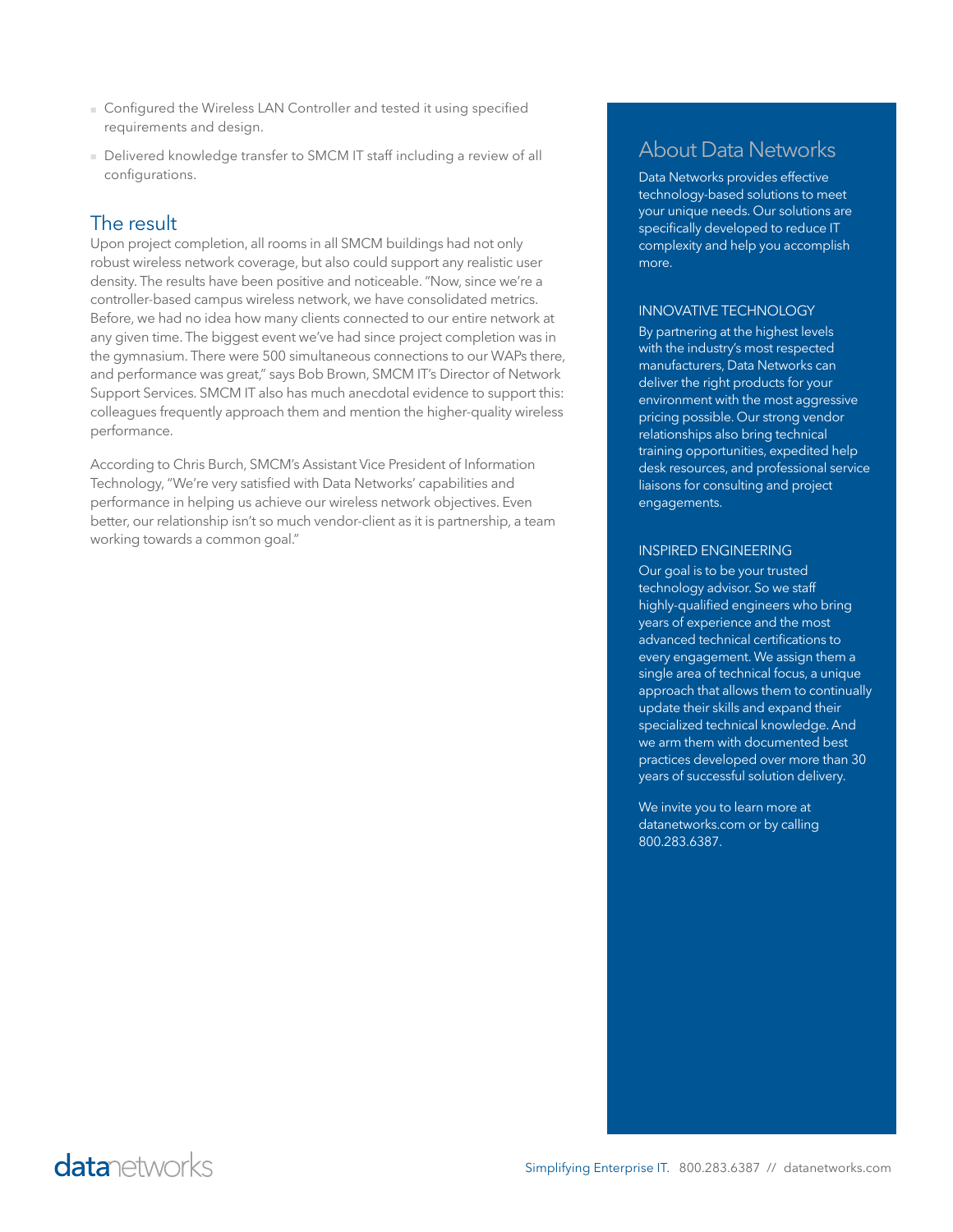- Configured the Wireless LAN Controller and tested it using specified requirements and design.
- Delivered knowledge transfer to SMCM IT staff including a review of all configurations.

## The result

Upon project completion, all rooms in all SMCM buildings had not only robust wireless network coverage, but also could support any realistic user density. The results have been positive and noticeable. "Now, since we're a controller-based campus wireless network, we have consolidated metrics. Before, we had no idea how many clients connected to our entire network at any given time. The biggest event we've had since project completion was in the gymnasium. There were 500 simultaneous connections to our WAPs there, and performance was great," says Bob Brown, SMCM IT's Director of Network Support Services. SMCM IT also has much anecdotal evidence to support this: colleagues frequently approach them and mention the higher-quality wireless performance.

According to Chris Burch, SMCM's Assistant Vice President of Information Technology, "We're very satisfied with Data Networks' capabilities and performance in helping us achieve our wireless network objectives. Even better, our relationship isn't so much vendor-client as it is partnership, a team working towards a common goal."

## About Data Networks

Data Networks provides effective technology-based solutions to meet your unique needs. Our solutions are specifically developed to reduce IT complexity and help you accomplish more.

### INNOVATIVE TECHNOLOGY

By partnering at the highest levels with the industry's most respected manufacturers, Data Networks can deliver the right products for your environment with the most aggressive pricing possible. Our strong vendor relationships also bring technical training opportunities, expedited help desk resources, and professional service liaisons for consulting and project engagements.

### INSPIRED ENGINEERING

Our goal is to be your trusted technology advisor. So we staff highly-qualified engineers who bring years of experience and the most advanced technical certifications to every engagement. We assign them a single area of technical focus, a unique approach that allows them to continually update their skills and expand their specialized technical knowledge. And we arm them with documented best practices developed over more than 30 years of successful solution delivery.

We invite you to learn more at datanetworks.com or by calling 800.283.6387.

datanetworks

Simplifying Enterprise IT. 800.283.6387 // datanetworks.com